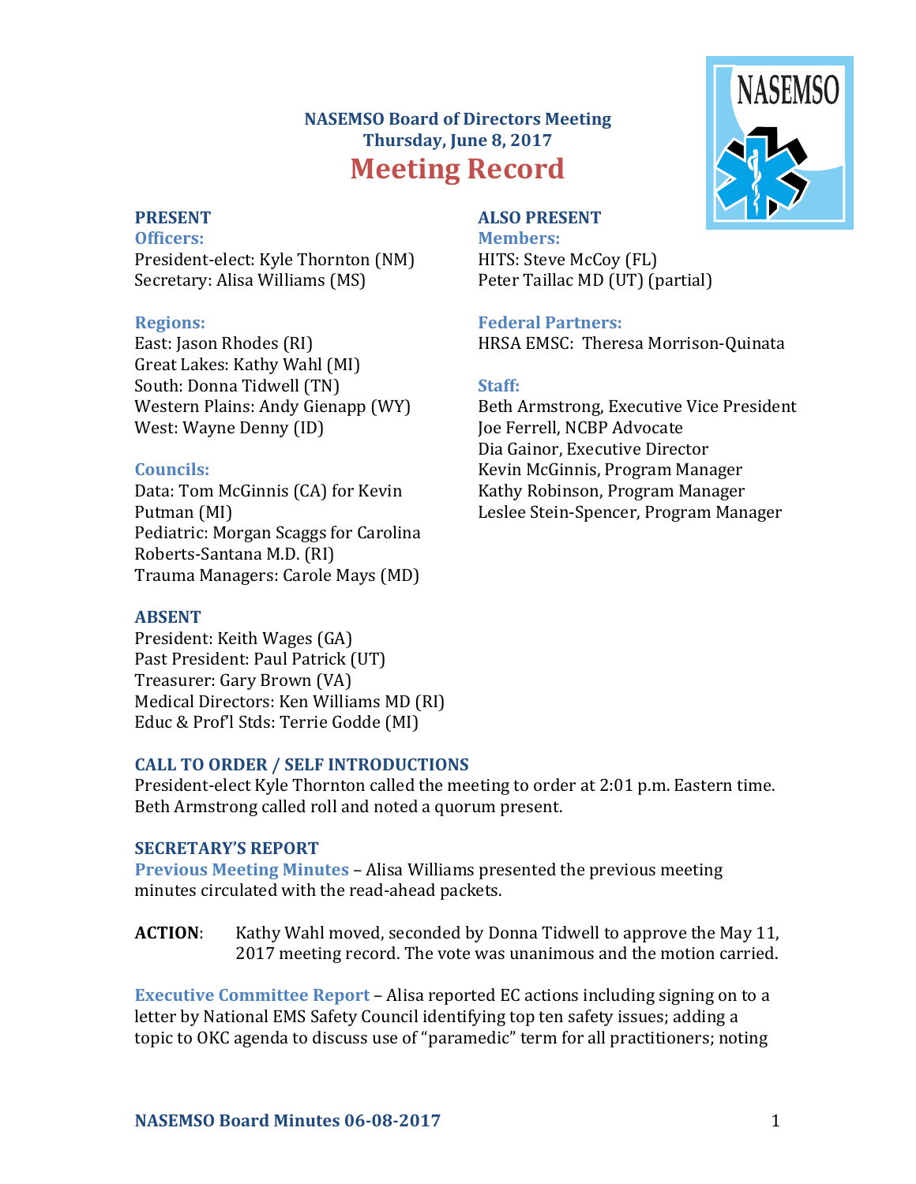# NASEMSO Board of Directors Meeting
## Thursday, June 8, 2017
# Meeting Record

### PRESENT

**Officers:**
President-elect: Kyle Thornton (NM)
Secretary: Alisa Williams (MS)

**Regions:**
East: Jason Rhodes (RI)
Great Lakes: Kathy Wahl (MI)
South: Donna Tidwell (TN)
Western Plains: Andy Gienapp (WY)
West: Wayne Denny (ID)

**Councils:**
Data: Tom McGinnis (CA) for Kevin Putman (MI)
Pediatric: Morgan Scaggs for Carolina Roberts-Santana M.D. (RI)
Trauma Managers: Carole Mays (MD)

### ABSENT

President: Keith Wages (GA)
Past President: Paul Patrick (UT)
Treasurer: Gary Brown (VA)
Medical Directors: Ken Williams MD (RI)
Educ & Prof'l Stds: Terrie Godde (MI)

### ALSO PRESENT

**Members:**
HITS: Steve McCoy (FL)
Peter Taillac MD (UT) (partial)

**Federal Partners:**
HRSA EMSC: Theresa Morrison-Quinata

**Staff:**
Beth Armstrong, Executive Vice President
Joe Ferrell, NCBP Advocate
Dia Gainor, Executive Director
Kevin McGinnis, Program Manager
Kathy Robinson, Program Manager
Leslee Stein-Spencer, Program Manager

### CALL TO ORDER / SELF INTRODUCTIONS

President-elect Kyle Thornton called the meeting to order at 2:01 p.m. Eastern time. Beth Armstrong called roll and noted a quorum present.

### SECRETARY'S REPORT

**Previous Meeting Minutes** – Alisa Williams presented the previous meeting minutes circulated with the read-ahead packets.

**ACTION**: Kathy Wahl moved, seconded by Donna Tidwell to approve the May 11, 2017 meeting record. The vote was unanimous and the motion carried.

**Executive Committee Report** – Alisa reported EC actions including signing on to a letter by National EMS Safety Council identifying top ten safety issues; adding a topic to OKC agenda to discuss use of "paramedic" term for all practitioners; noting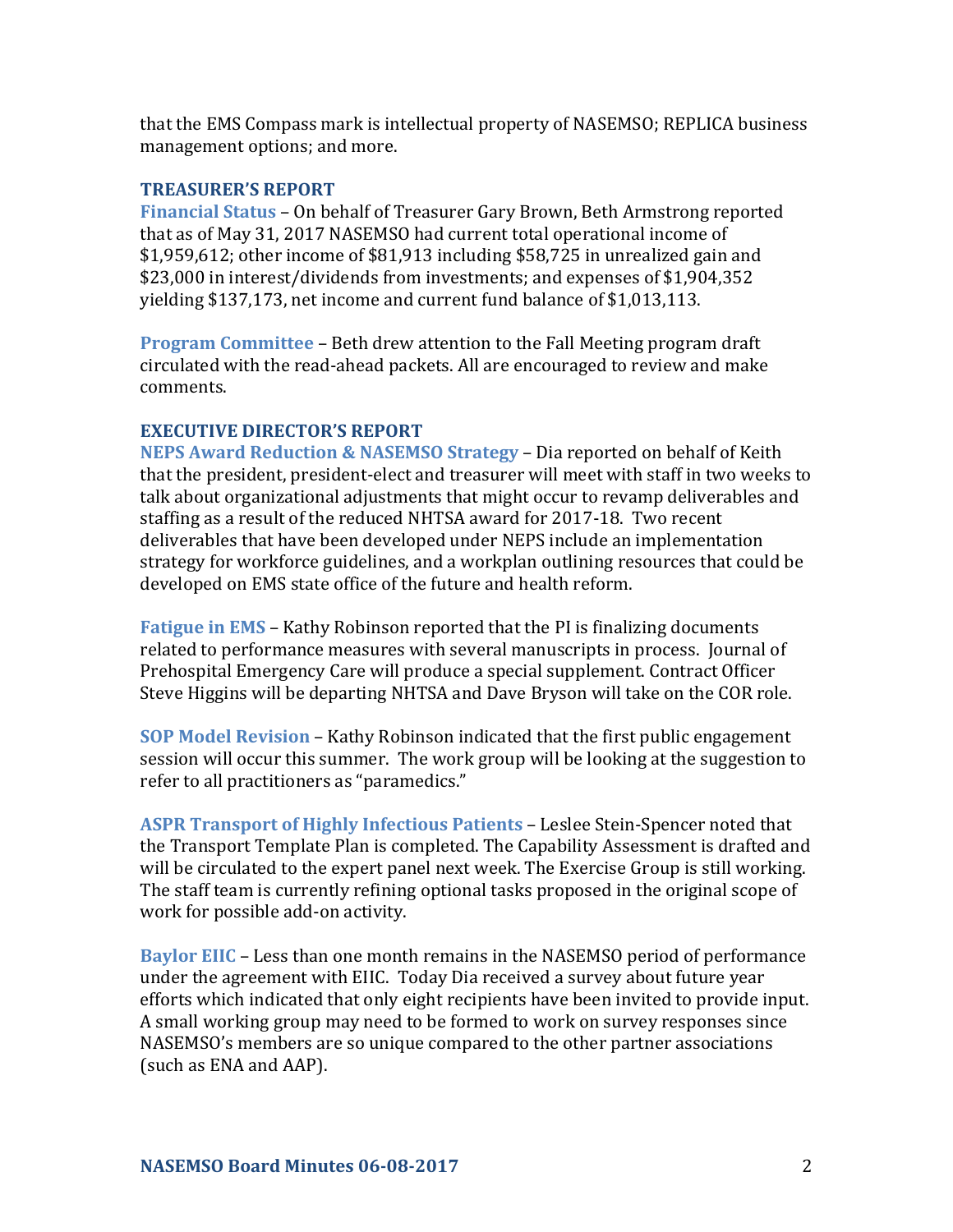that the EMS Compass mark is intellectual property of NASEMSO; REPLICA business management options; and more.

## TREASURER'S REPORT

**Financial Status** – On behalf of Treasurer Gary Brown, Beth Armstrong reported that as of May 31, 2017 NASEMSO had current total operational income of $1,959,612; other income of $81,913 including $58,725 in unrealized gain and $23,000 in interest/dividends from investments; and expenses of $1,904,352 yielding $137,173, net income and current fund balance of $1,013,113.

**Program Committee** – Beth drew attention to the Fall Meeting program draft circulated with the read-ahead packets. All are encouraged to review and make comments.

## EXECUTIVE DIRECTOR'S REPORT

**NEPS Award Reduction & NASEMSO Strategy** – Dia reported on behalf of Keith that the president, president-elect and treasurer will meet with staff in two weeks to talk about organizational adjustments that might occur to revamp deliverables and staffing as a result of the reduced NHTSA award for 2017-18. Two recent deliverables that have been developed under NEPS include an implementation strategy for workforce guidelines, and a workplan outlining resources that could be developed on EMS state office of the future and health reform.

**Fatigue in EMS** – Kathy Robinson reported that the PI is finalizing documents related to performance measures with several manuscripts in process. Journal of Prehospital Emergency Care will produce a special supplement. Contract Officer Steve Higgins will be departing NHTSA and Dave Bryson will take on the COR role.

**SOP Model Revision** – Kathy Robinson indicated that the first public engagement session will occur this summer. The work group will be looking at the suggestion to refer to all practitioners as "paramedics."

**ASPR Transport of Highly Infectious Patients** – Leslee Stein-Spencer noted that the Transport Template Plan is completed. The Capability Assessment is drafted and will be circulated to the expert panel next week. The Exercise Group is still working. The staff team is currently refining optional tasks proposed in the original scope of work for possible add-on activity.

**Baylor EIIC** – Less than one month remains in the NASEMSO period of performance under the agreement with EIIC. Today Dia received a survey about future year efforts which indicated that only eight recipients have been invited to provide input. A small working group may need to be formed to work on survey responses since NASEMSO's members are so unique compared to the other partner associations (such as ENA and AAP).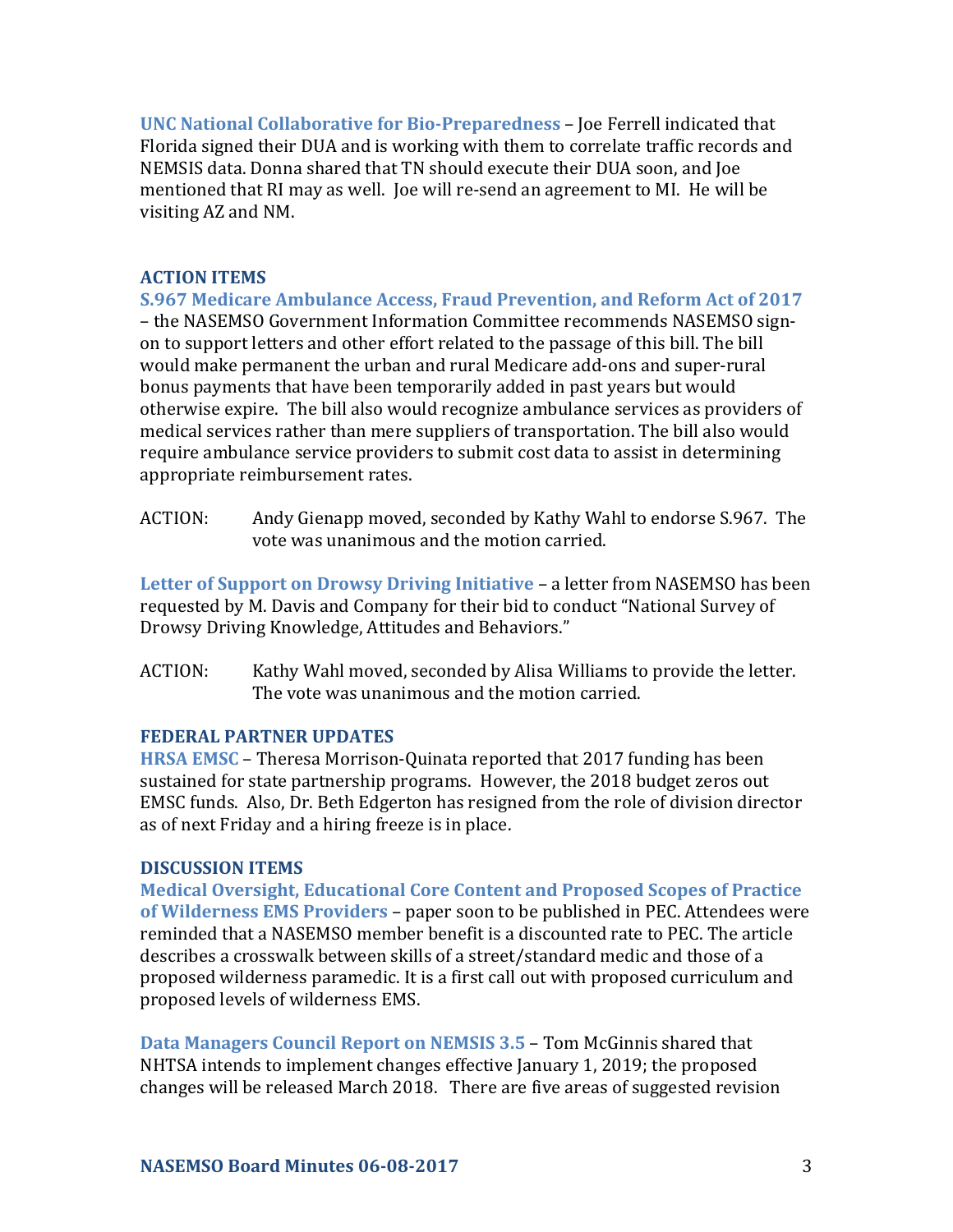**UNC National Collaborative for Bio-Preparedness** – Joe Ferrell indicated that Florida signed their DUA and is working with them to correlate traffic records and NEMSIS data. Donna shared that TN should execute their DUA soon, and Joe mentioned that RI may as well. Joe will re-send an agreement to MI. He will be visiting AZ and NM.

## ACTION ITEMS

**S.967 Medicare Ambulance Access, Fraud Prevention, and Reform Act of 2017** – the NASEMSO Government Information Committee recommends NASEMSO sign-on to support letters and other effort related to the passage of this bill. The bill would make permanent the urban and rural Medicare add-ons and super-rural bonus payments that have been temporarily added in past years but would otherwise expire. The bill also would recognize ambulance services as providers of medical services rather than mere suppliers of transportation. The bill also would require ambulance service providers to submit cost data to assist in determining appropriate reimbursement rates.

ACTION: Andy Gienapp moved, seconded by Kathy Wahl to endorse S.967. The vote was unanimous and the motion carried.

**Letter of Support on Drowsy Driving Initiative** – a letter from NASEMSO has been requested by M. Davis and Company for their bid to conduct "National Survey of Drowsy Driving Knowledge, Attitudes and Behaviors."

ACTION: Kathy Wahl moved, seconded by Alisa Williams to provide the letter. The vote was unanimous and the motion carried.

## FEDERAL PARTNER UPDATES

**HRSA EMSC** – Theresa Morrison-Quinata reported that 2017 funding has been sustained for state partnership programs. However, the 2018 budget zeros out EMSC funds. Also, Dr. Beth Edgerton has resigned from the role of division director as of next Friday and a hiring freeze is in place.

## DISCUSSION ITEMS

**Medical Oversight, Educational Core Content and Proposed Scopes of Practice of Wilderness EMS Providers** – paper soon to be published in PEC. Attendees were reminded that a NASEMSO member benefit is a discounted rate to PEC. The article describes a crosswalk between skills of a street/standard medic and those of a proposed wilderness paramedic. It is a first call out with proposed curriculum and proposed levels of wilderness EMS.

**Data Managers Council Report on NEMSIS 3.5** – Tom McGinnis shared that NHTSA intends to implement changes effective January 1, 2019; the proposed changes will be released March 2018. There are five areas of suggested revision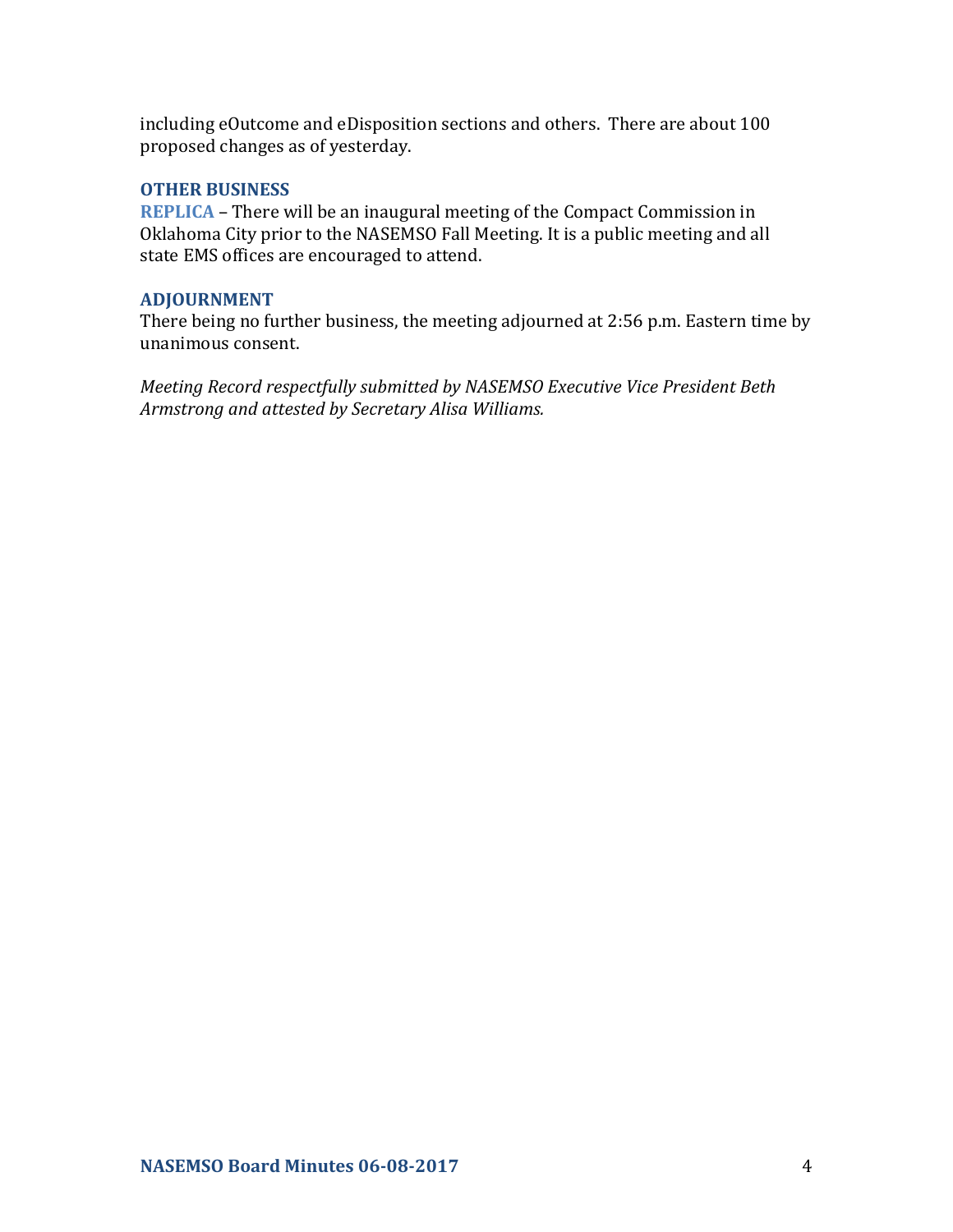including eOutcome and eDisposition sections and others. There are about 100 proposed changes as of yesterday.

### OTHER BUSINESS

**REPLICA** – There will be an inaugural meeting of the Compact Commission in Oklahoma City prior to the NASEMSO Fall Meeting. It is a public meeting and all state EMS offices are encouraged to attend.

### ADJOURNMENT

There being no further business, the meeting adjourned at 2:56 p.m. Eastern time by unanimous consent.

*Meeting Record respectfully submitted by NASEMSO Executive Vice President Beth Armstrong and attested by Secretary Alisa Williams.*